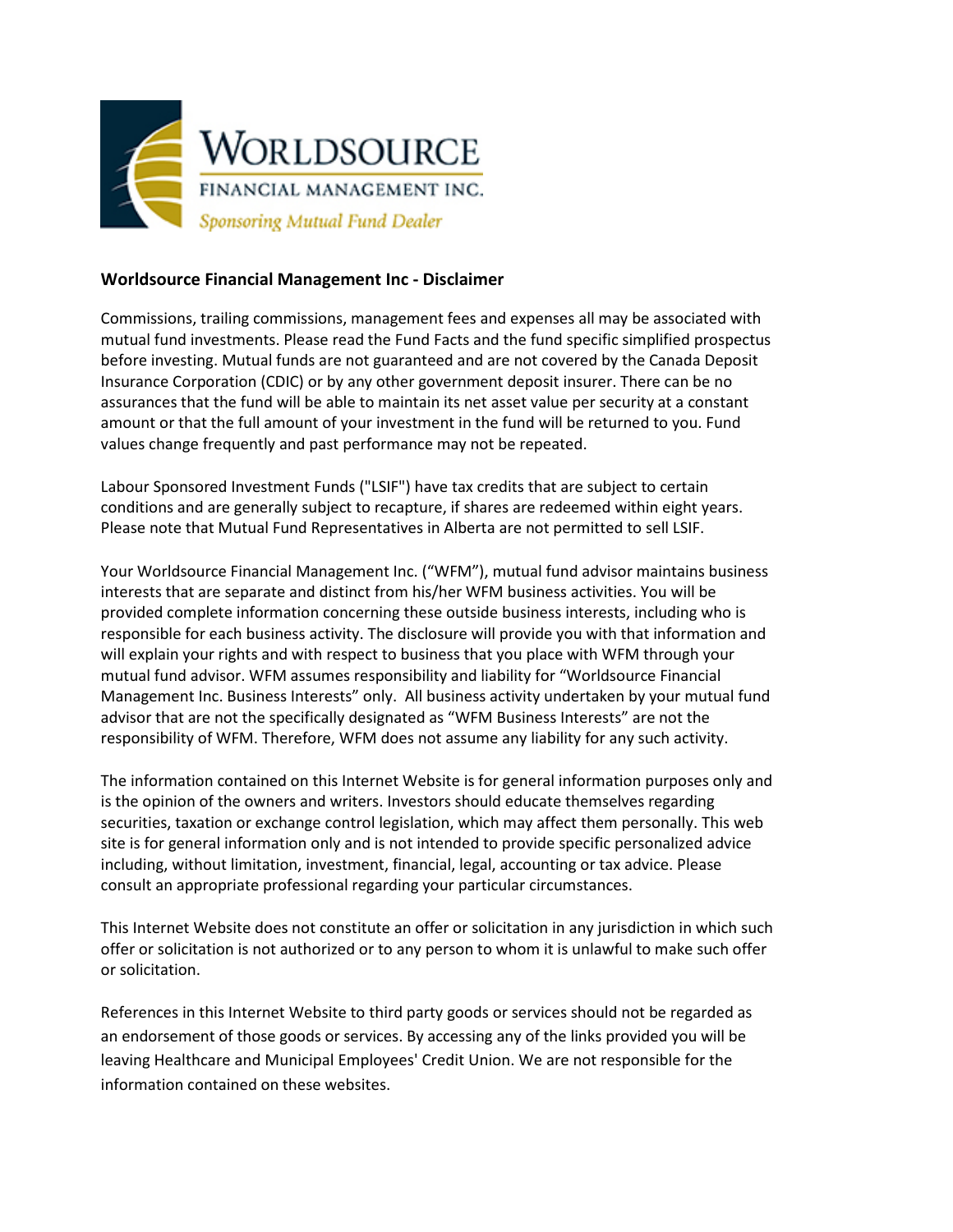WORLDSOURCE
FINANCIAL MANAGEMENT INC.
*Sponsoring Mutual Fund Dealer*

**Worldsource Financial Management Inc - Disclaimer**

Commissions, trailing commissions, management fees and expenses all may be associated with mutual fund investments. Please read the Fund Facts and the fund specific simplified prospectus before investing. Mutual funds are not guaranteed and are not covered by the Canada Deposit Insurance Corporation (CDIC) or by any other government deposit insurer. There can be no assurances that the fund will be able to maintain its net asset value per security at a constant amount or that the full amount of your investment in the fund will be returned to you. Fund values change frequently and past performance may not be repeated.

Labour Sponsored Investment Funds ("LSIF") have tax credits that are subject to certain conditions and are generally subject to recapture, if shares are redeemed within eight years. Please note that Mutual Fund Representatives in Alberta are not permitted to sell LSIF.

Your Worldsource Financial Management Inc. ("WFM"), mutual fund advisor maintains business interests that are separate and distinct from his/her WFM business activities. You will be provided complete information concerning these outside business interests, including who is responsible for each business activity. The disclosure will provide you with that information and will explain your rights and with respect to business that you place with WFM through your mutual fund advisor. WFM assumes responsibility and liability for "Worldsource Financial Management Inc. Business Interests" only. All business activity undertaken by your mutual fund advisor that are not the specifically designated as "WFM Business Interests" are not the responsibility of WFM. Therefore, WFM does not assume any liability for any such activity.

The information contained on this Internet Website is for general information purposes only and is the opinion of the owners and writers. Investors should educate themselves regarding securities, taxation or exchange control legislation, which may affect them personally. This web site is for general information only and is not intended to provide specific personalized advice including, without limitation, investment, financial, legal, accounting or tax advice. Please consult an appropriate professional regarding your particular circumstances.

This Internet Website does not constitute an offer or solicitation in any jurisdiction in which such offer or solicitation is not authorized or to any person to whom it is unlawful to make such offer or solicitation.

References in this Internet Website to third party goods or services should not be regarded as an endorsement of those goods or services. By accessing any of the links provided you will be leaving Healthcare and Municipal Employees' Credit Union. We are not responsible for the information contained on these websites.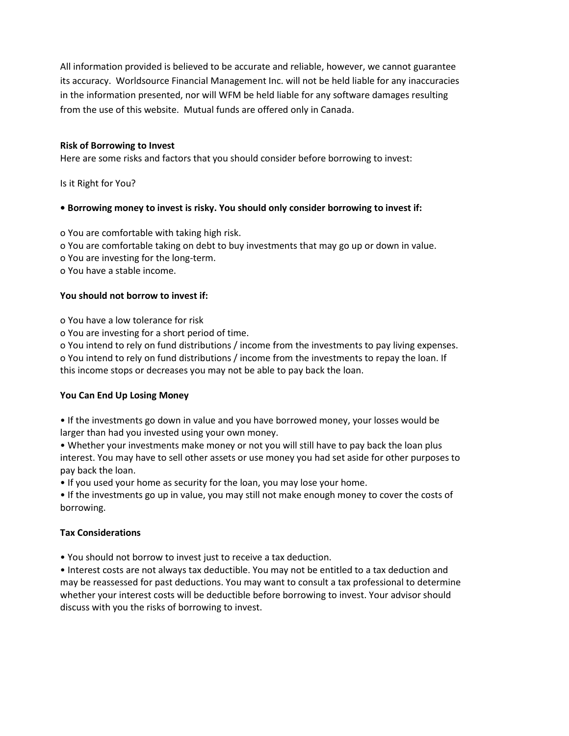All information provided is believed to be accurate and reliable, however, we cannot guarantee its accuracy. Worldsource Financial Management Inc. will not be held liable for any inaccuracies in the information presented, nor will WFM be held liable for any software damages resulting from the use of this website. Mutual funds are offered only in Canada.

**Risk of Borrowing to Invest**

Here are some risks and factors that you should consider before borrowing to invest:

Is it Right for You?

- **Borrowing money to invest is risky. You should only consider borrowing to invest if:**

  - You are comfortable with taking high risk.
  - You are comfortable taking on debt to buy investments that may go up or down in value.
  - You are investing for the long-term.
  - You have a stable income.

**You should not borrow to invest if:**

- You have a low tolerance for risk
- You are investing for a short period of time.
- You intend to rely on fund distributions / income from the investments to pay living expenses.
- You intend to rely on fund distributions / income from the investments to repay the loan. If this income stops or decreases you may not be able to pay back the loan.

**You Can End Up Losing Money**

- If the investments go down in value and you have borrowed money, your losses would be larger than had you invested using your own money.
- Whether your investments make money or not you will still have to pay back the loan plus interest. You may have to sell other assets or use money you had set aside for other purposes to pay back the loan.
- If you used your home as security for the loan, you may lose your home.
- If the investments go up in value, you may still not make enough money to cover the costs of borrowing.

**Tax Considerations**

- You should not borrow to invest just to receive a tax deduction.
- Interest costs are not always tax deductible. You may not be entitled to a tax deduction and may be reassessed for past deductions. You may want to consult a tax professional to determine whether your interest costs will be deductible before borrowing to invest. Your advisor should discuss with you the risks of borrowing to invest.